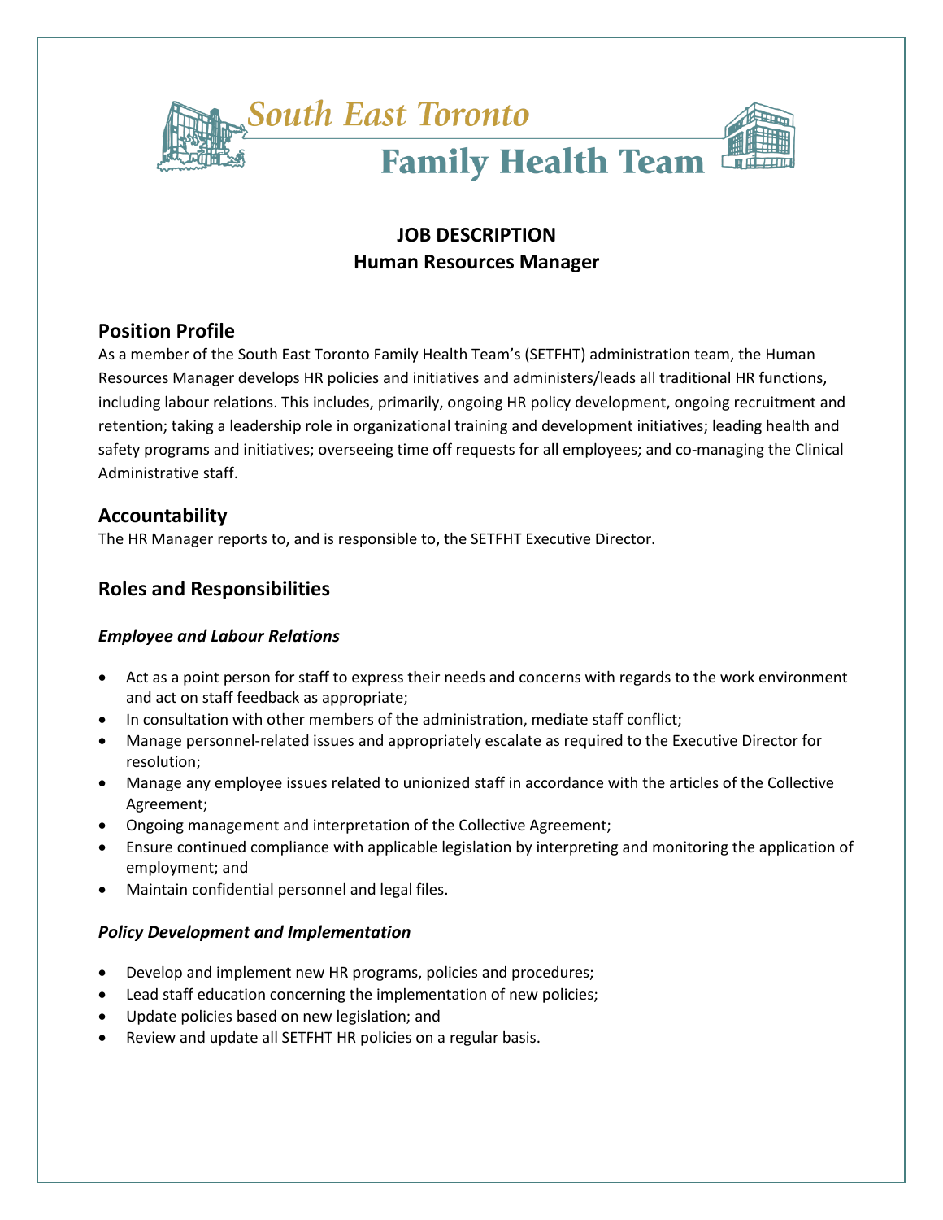South East Toronto

Family Health Team

# JOB DESCRIPTION
# Human Resources Manager

## Position Profile

As a member of the South East Toronto Family Health Team's (SETFHT) administration team, the Human Resources Manager develops HR policies and initiatives and administers/leads all traditional HR functions, including labour relations. This includes, primarily, ongoing HR policy development, ongoing recruitment and retention; taking a leadership role in organizational training and development initiatives; leading health and safety programs and initiatives; overseeing time off requests for all employees; and co-managing the Clinical Administrative staff.

## Accountability

The HR Manager reports to, and is responsible to, the SETFHT Executive Director.

## Roles and Responsibilities

### *Employee and Labour Relations*

- Act as a point person for staff to express their needs and concerns with regards to the work environment and act on staff feedback as appropriate;
- In consultation with other members of the administration, mediate staff conflict;
- Manage personnel-related issues and appropriately escalate as required to the Executive Director for resolution;
- Manage any employee issues related to unionized staff in accordance with the articles of the Collective Agreement;
- Ongoing management and interpretation of the Collective Agreement;
- Ensure continued compliance with applicable legislation by interpreting and monitoring the application of employment; and
- Maintain confidential personnel and legal files.

### *Policy Development and Implementation*

- Develop and implement new HR programs, policies and procedures;
- Lead staff education concerning the implementation of new policies;
- Update policies based on new legislation; and
- Review and update all SETFHT HR policies on a regular basis.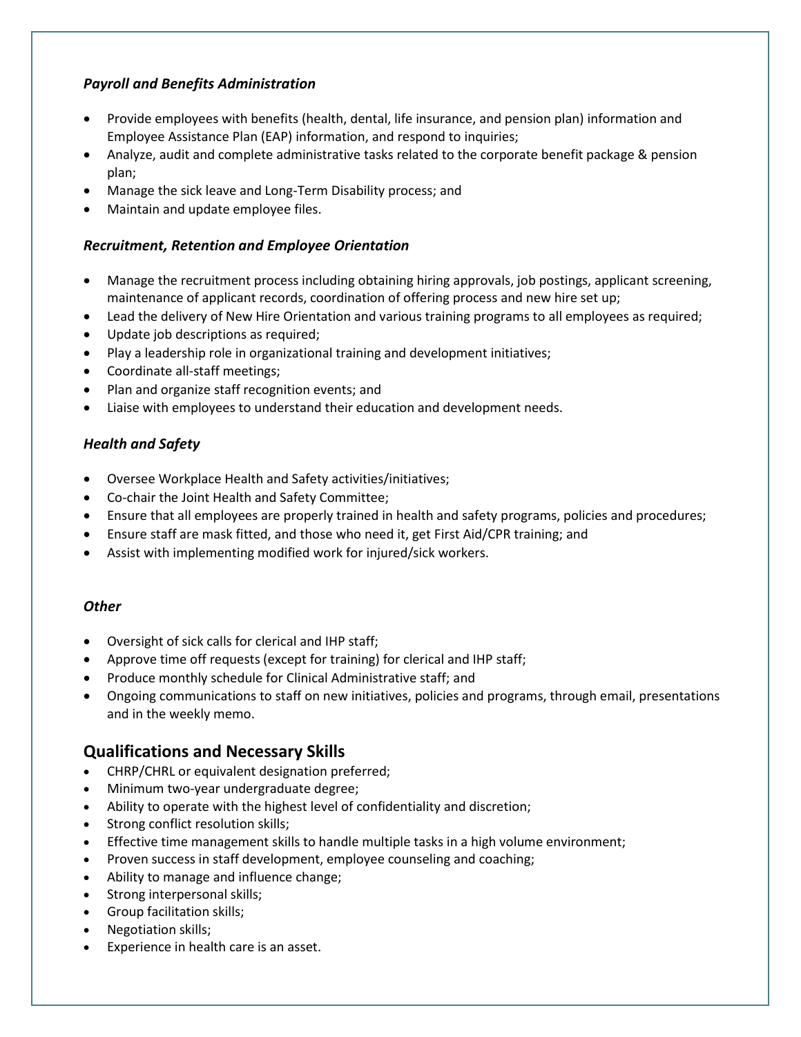### *Payroll and Benefits Administration*

- Provide employees with benefits (health, dental, life insurance, and pension plan) information and Employee Assistance Plan (EAP) information, and respond to inquiries;
- Analyze, audit and complete administrative tasks related to the corporate benefit package & pension plan;
- Manage the sick leave and Long-Term Disability process; and
- Maintain and update employee files.

### *Recruitment, Retention and Employee Orientation*

- Manage the recruitment process including obtaining hiring approvals, job postings, applicant screening, maintenance of applicant records, coordination of offering process and new hire set up;
- Lead the delivery of New Hire Orientation and various training programs to all employees as required;
- Update job descriptions as required;
- Play a leadership role in organizational training and development initiatives;
- Coordinate all-staff meetings;
- Plan and organize staff recognition events; and
- Liaise with employees to understand their education and development needs.

### *Health and Safety*

- Oversee Workplace Health and Safety activities/initiatives;
- Co-chair the Joint Health and Safety Committee;
- Ensure that all employees are properly trained in health and safety programs, policies and procedures;
- Ensure staff are mask fitted, and those who need it, get First Aid/CPR training; and
- Assist with implementing modified work for injured/sick workers.

### *Other*

- Oversight of sick calls for clerical and IHP staff;
- Approve time off requests (except for training) for clerical and IHP staff;
- Produce monthly schedule for Clinical Administrative staff; and
- Ongoing communications to staff on new initiatives, policies and programs, through email, presentations and in the weekly memo.

## Qualifications and Necessary Skills

- CHRP/CHRL or equivalent designation preferred;
- Minimum two-year undergraduate degree;
- Ability to operate with the highest level of confidentiality and discretion;
- Strong conflict resolution skills;
- Effective time management skills to handle multiple tasks in a high volume environment;
- Proven success in staff development, employee counseling and coaching;
- Ability to manage and influence change;
- Strong interpersonal skills;
- Group facilitation skills;
- Negotiation skills;
- Experience in health care is an asset.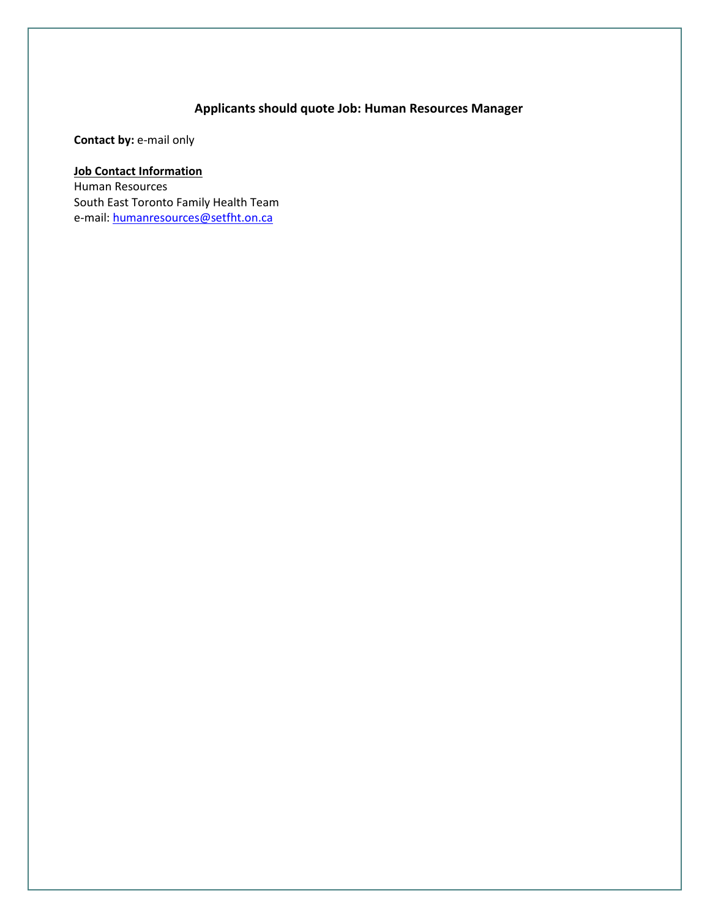**Applicants should quote Job: Human Resources Manager**

**Contact by:** e-mail only

**Job Contact Information**
Human Resources
South East Toronto Family Health Team
e-mail: humanresources@setfht.on.ca